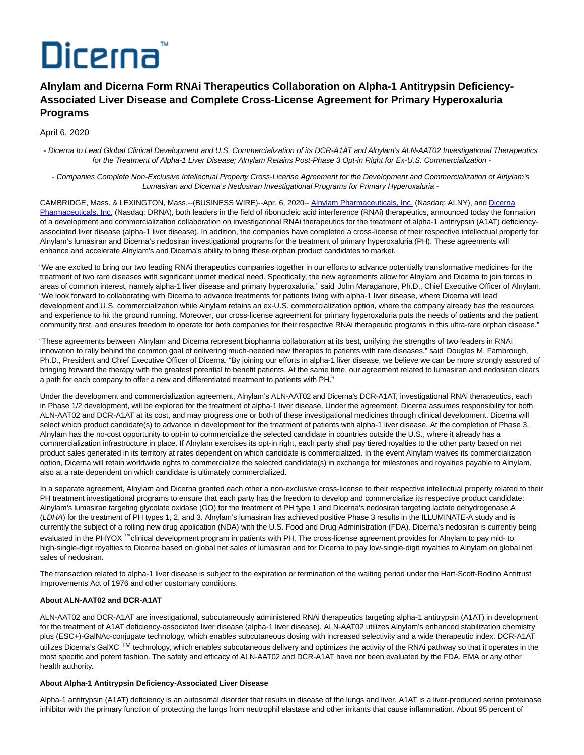Dicerna™

# Alnylam and Dicerna Form RNAi Therapeutics Collaboration on Alpha-1 Antitrypsin Deficiency-Associated Liver Disease and Complete Cross-License Agreement for Primary Hyperoxaluria Programs

April 6, 2020

*- Dicerna to Lead Global Clinical Development and U.S. Commercialization of its DCR-A1AT and Alnylam's ALN-AAT02 Investigational Therapeutics for the Treatment of Alpha-1 Liver Disease; Alnylam Retains Post-Phase 3 Opt-in Right for Ex-U.S. Commercialization -*

*- Companies Complete Non-Exclusive Intellectual Property Cross-License Agreement for the Development and Commercialization of Alnylam's Lumasiran and Dicerna's Nedosiran Investigational Programs for Primary Hyperoxaluria -*

CAMBRIDGE, Mass. & LEXINGTON, Mass.--(BUSINESS WIRE)--Apr. 6, 2020-- Alnylam Pharmaceuticals, Inc. (Nasdaq: ALNY), and Dicerna Pharmaceuticals, Inc. (Nasdaq: DRNA), both leaders in the field of ribonucleic acid interference (RNAi) therapeutics, announced today the formation of a development and commercialization collaboration on investigational RNAi therapeutics for the treatment of alpha-1 antitrypsin (A1AT) deficiency-associated liver disease (alpha-1 liver disease). In addition, the companies have completed a cross-license of their respective intellectual property for Alnylam's lumasiran and Dicerna's nedosiran investigational programs for the treatment of primary hyperoxaluria (PH). These agreements will enhance and accelerate Alnylam's and Dicerna's ability to bring these orphan product candidates to market.

"We are excited to bring our two leading RNAi therapeutics companies together in our efforts to advance potentially transformative medicines for the treatment of two rare diseases with significant unmet medical need. Specifically, the new agreements allow for Alnylam and Dicerna to join forces in areas of common interest, namely alpha-1 liver disease and primary hyperoxaluria," said John Maraganore, Ph.D., Chief Executive Officer of Alnylam. "We look forward to collaborating with Dicerna to advance treatments for patients living with alpha-1 liver disease, where Dicerna will lead development and U.S. commercialization while Alnylam retains an ex-U.S. commercialization option, where the company already has the resources and experience to hit the ground running. Moreover, our cross-license agreement for primary hyperoxaluria puts the needs of patients and the patient community first, and ensures freedom to operate for both companies for their respective RNAi therapeutic programs in this ultra-rare orphan disease."

"These agreements between Alnylam and Dicerna represent biopharma collaboration at its best, unifying the strengths of two leaders in RNAi innovation to rally behind the common goal of delivering much-needed new therapies to patients with rare diseases," said Douglas M. Fambrough, Ph.D., President and Chief Executive Officer of Dicerna. "By joining our efforts in alpha-1 liver disease, we believe we can be more strongly assured of bringing forward the therapy with the greatest potential to benefit patients. At the same time, our agreement related to lumasiran and nedosiran clears a path for each company to offer a new and differentiated treatment to patients with PH."

Under the development and commercialization agreement, Alnylam's ALN-AAT02 and Dicerna's DCR-A1AT, investigational RNAi therapeutics, each in Phase 1/2 development, will be explored for the treatment of alpha-1 liver disease. Under the agreement, Dicerna assumes responsibility for both ALN-AAT02 and DCR-A1AT at its cost, and may progress one or both of these investigational medicines through clinical development. Dicerna will select which product candidate(s) to advance in development for the treatment of patients with alpha-1 liver disease. At the completion of Phase 3, Alnylam has the no-cost opportunity to opt-in to commercialize the selected candidate in countries outside the U.S., where it already has a commercialization infrastructure in place. If Alnylam exercises its opt-in right, each party shall pay tiered royalties to the other party based on net product sales generated in its territory at rates dependent on which candidate is commercialized. In the event Alnylam waives its commercialization option, Dicerna will retain worldwide rights to commercialize the selected candidate(s) in exchange for milestones and royalties payable to Alnylam, also at a rate dependent on which candidate is ultimately commercialized.

In a separate agreement, Alnylam and Dicerna granted each other a non-exclusive cross-license to their respective intellectual property related to their PH treatment investigational programs to ensure that each party has the freedom to develop and commercialize its respective product candidate: Alnylam's lumasiran targeting glycolate oxidase (GO) for the treatment of PH type 1 and Dicerna's nedosiran targeting lactate dehydrogenase A (*LDHA*) for the treatment of PH types 1, 2, and 3. Alnylam's lumasiran has achieved positive Phase 3 results in the ILLUMINATE-A study and is currently the subject of a rolling new drug application (NDA) with the U.S. Food and Drug Administration (FDA). Dicerna's nedosiran is currently being evaluated in the PHYOX ™ clinical development program in patients with PH. The cross-license agreement provides for Alnylam to pay mid- to high-single-digit royalties to Dicerna based on global net sales of lumasiran and for Dicerna to pay low-single-digit royalties to Alnylam on global net sales of nedosiran.

The transaction related to alpha-1 liver disease is subject to the expiration or termination of the waiting period under the Hart-Scott-Rodino Antitrust Improvements Act of 1976 and other customary conditions.

**About ALN-AAT02 and DCR-A1AT**

ALN-AAT02 and DCR-A1AT are investigational, subcutaneously administered RNAi therapeutics targeting alpha-1 antitrypsin (A1AT) in development for the treatment of A1AT deficiency-associated liver disease (alpha-1 liver disease). ALN-AAT02 utilizes Alnylam's enhanced stabilization chemistry plus (ESC+)-GalNAc-conjugate technology, which enables subcutaneous dosing with increased selectivity and a wide therapeutic index. DCR-A1AT utilizes Dicerna's GalXC ™ technology, which enables subcutaneous delivery and optimizes the activity of the RNAi pathway so that it operates in the most specific and potent fashion. The safety and efficacy of ALN-AAT02 and DCR-A1AT have not been evaluated by the FDA, EMA or any other health authority.

**About Alpha-1 Antitrypsin Deficiency-Associated Liver Disease**

Alpha-1 antitrypsin (A1AT) deficiency is an autosomal disorder that results in disease of the lungs and liver. A1AT is a liver-produced serine proteinase inhibitor with the primary function of protecting the lungs from neutrophil elastase and other irritants that cause inflammation. About 95 percent of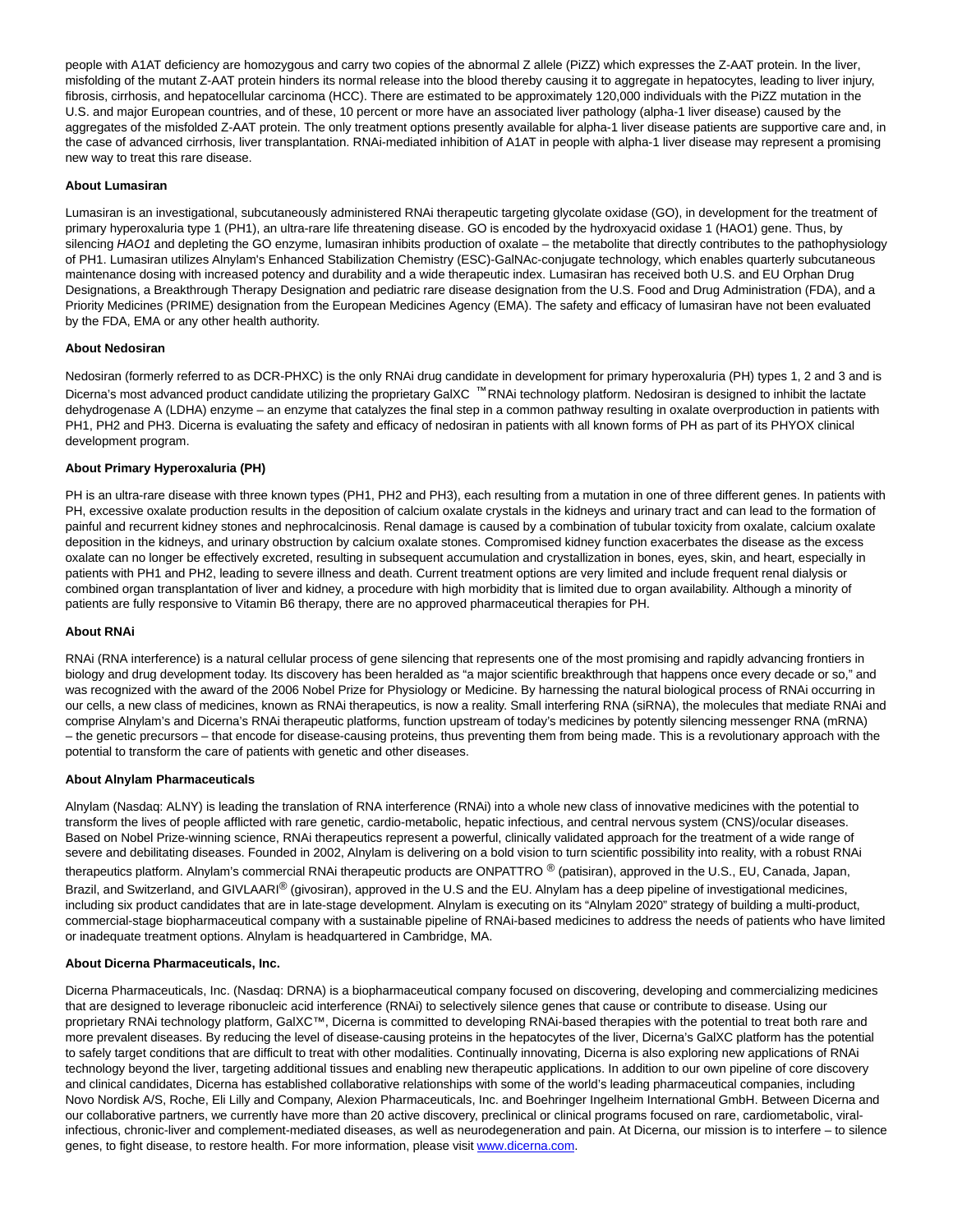people with A1AT deficiency are homozygous and carry two copies of the abnormal Z allele (PiZZ) which expresses the Z-AAT protein. In the liver, misfolding of the mutant Z-AAT protein hinders its normal release into the blood thereby causing it to aggregate in hepatocytes, leading to liver injury, fibrosis, cirrhosis, and hepatocellular carcinoma (HCC). There are estimated to be approximately 120,000 individuals with the PiZZ mutation in the U.S. and major European countries, and of these, 10 percent or more have an associated liver pathology (alpha-1 liver disease) caused by the aggregates of the misfolded Z-AAT protein. The only treatment options presently available for alpha-1 liver disease patients are supportive care and, in the case of advanced cirrhosis, liver transplantation. RNAi-mediated inhibition of A1AT in people with alpha-1 liver disease may represent a promising new way to treat this rare disease.

**About Lumasiran**

Lumasiran is an investigational, subcutaneously administered RNAi therapeutic targeting glycolate oxidase (GO), in development for the treatment of primary hyperoxaluria type 1 (PH1), an ultra-rare life threatening disease. GO is encoded by the hydroxyacid oxidase 1 (HAO1) gene. Thus, by silencing *HAO1* and depleting the GO enzyme, lumasiran inhibits production of oxalate – the metabolite that directly contributes to the pathophysiology of PH1. Lumasiran utilizes Alnylam's Enhanced Stabilization Chemistry (ESC)-GalNAc-conjugate technology, which enables quarterly subcutaneous maintenance dosing with increased potency and durability and a wide therapeutic index. Lumasiran has received both U.S. and EU Orphan Drug Designations, a Breakthrough Therapy Designation and pediatric rare disease designation from the U.S. Food and Drug Administration (FDA), and a Priority Medicines (PRIME) designation from the European Medicines Agency (EMA). The safety and efficacy of lumasiran have not been evaluated by the FDA, EMA or any other health authority.

**About Nedosiran**

Nedosiran (formerly referred to as DCR-PHXC) is the only RNAi drug candidate in development for primary hyperoxaluria (PH) types 1, 2 and 3 and is Dicerna's most advanced product candidate utilizing the proprietary GalXC ™ RNAi technology platform. Nedosiran is designed to inhibit the lactate dehydrogenase A (LDHA) enzyme – an enzyme that catalyzes the final step in a common pathway resulting in oxalate overproduction in patients with PH1, PH2 and PH3. Dicerna is evaluating the safety and efficacy of nedosiran in patients with all known forms of PH as part of its PHYOX clinical development program.

**About Primary Hyperoxaluria (PH)**

PH is an ultra-rare disease with three known types (PH1, PH2 and PH3), each resulting from a mutation in one of three different genes. In patients with PH, excessive oxalate production results in the deposition of calcium oxalate crystals in the kidneys and urinary tract and can lead to the formation of painful and recurrent kidney stones and nephrocalcinosis. Renal damage is caused by a combination of tubular toxicity from oxalate, calcium oxalate deposition in the kidneys, and urinary obstruction by calcium oxalate stones. Compromised kidney function exacerbates the disease as the excess oxalate can no longer be effectively excreted, resulting in subsequent accumulation and crystallization in bones, eyes, skin, and heart, especially in patients with PH1 and PH2, leading to severe illness and death. Current treatment options are very limited and include frequent renal dialysis or combined organ transplantation of liver and kidney, a procedure with high morbidity that is limited due to organ availability. Although a minority of patients are fully responsive to Vitamin B6 therapy, there are no approved pharmaceutical therapies for PH.

**About RNAi**

RNAi (RNA interference) is a natural cellular process of gene silencing that represents one of the most promising and rapidly advancing frontiers in biology and drug development today. Its discovery has been heralded as "a major scientific breakthrough that happens once every decade or so," and was recognized with the award of the 2006 Nobel Prize for Physiology or Medicine. By harnessing the natural biological process of RNAi occurring in our cells, a new class of medicines, known as RNAi therapeutics, is now a reality. Small interfering RNA (siRNA), the molecules that mediate RNAi and comprise Alnylam's and Dicerna's RNAi therapeutic platforms, function upstream of today's medicines by potently silencing messenger RNA (mRNA) – the genetic precursors – that encode for disease-causing proteins, thus preventing them from being made. This is a revolutionary approach with the potential to transform the care of patients with genetic and other diseases.

**About Alnylam Pharmaceuticals**

Alnylam (Nasdaq: ALNY) is leading the translation of RNA interference (RNAi) into a whole new class of innovative medicines with the potential to transform the lives of people afflicted with rare genetic, cardio-metabolic, hepatic infectious, and central nervous system (CNS)/ocular diseases. Based on Nobel Prize-winning science, RNAi therapeutics represent a powerful, clinically validated approach for the treatment of a wide range of severe and debilitating diseases. Founded in 2002, Alnylam is delivering on a bold vision to turn scientific possibility into reality, with a robust RNAi therapeutics platform. Alnylam's commercial RNAi therapeutic products are ONPATTRO ® (patisiran), approved in the U.S., EU, Canada, Japan, Brazil, and Switzerland, and GIVLAARI® (givosiran), approved in the U.S and the EU. Alnylam has a deep pipeline of investigational medicines, including six product candidates that are in late-stage development. Alnylam is executing on its "Alnylam 2020" strategy of building a multi-product, commercial-stage biopharmaceutical company with a sustainable pipeline of RNAi-based medicines to address the needs of patients who have limited or inadequate treatment options. Alnylam is headquartered in Cambridge, MA.

**About Dicerna Pharmaceuticals, Inc.**

Dicerna Pharmaceuticals, Inc. (Nasdaq: DRNA) is a biopharmaceutical company focused on discovering, developing and commercializing medicines that are designed to leverage ribonucleic acid interference (RNAi) to selectively silence genes that cause or contribute to disease. Using our proprietary RNAi technology platform, GalXC™, Dicerna is committed to developing RNAi-based therapies with the potential to treat both rare and more prevalent diseases. By reducing the level of disease-causing proteins in the hepatocytes of the liver, Dicerna's GalXC platform has the potential to safely target conditions that are difficult to treat with other modalities. Continually innovating, Dicerna is also exploring new applications of RNAi technology beyond the liver, targeting additional tissues and enabling new therapeutic applications. In addition to our own pipeline of core discovery and clinical candidates, Dicerna has established collaborative relationships with some of the world's leading pharmaceutical companies, including Novo Nordisk A/S, Roche, Eli Lilly and Company, Alexion Pharmaceuticals, Inc. and Boehringer Ingelheim International GmbH. Between Dicerna and our collaborative partners, we currently have more than 20 active discovery, preclinical or clinical programs focused on rare, cardiometabolic, viral-infectious, chronic-liver and complement-mediated diseases, as well as neurodegeneration and pain. At Dicerna, our mission is to interfere – to silence genes, to fight disease, to restore health. For more information, please visit [www.dicerna.com](http://www.dicerna.com).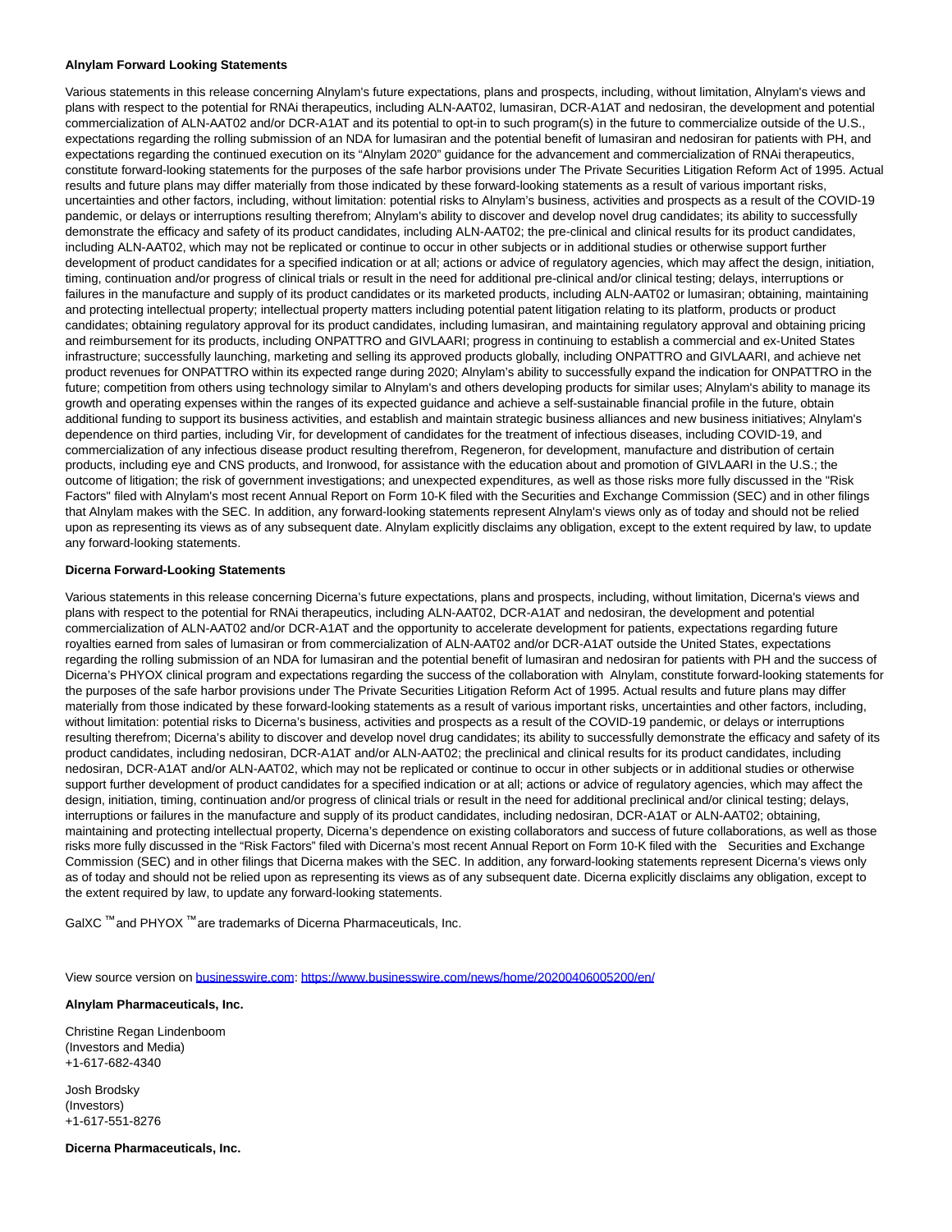**Alnylam Forward Looking Statements**

Various statements in this release concerning Alnylam's future expectations, plans and prospects, including, without limitation, Alnylam's views and plans with respect to the potential for RNAi therapeutics, including ALN-AAT02, lumasiran, DCR-A1AT and nedosiran, the development and potential commercialization of ALN-AAT02 and/or DCR-A1AT and its potential to opt-in to such program(s) in the future to commercialize outside of the U.S., expectations regarding the rolling submission of an NDA for lumasiran and the potential benefit of lumasiran and nedosiran for patients with PH, and expectations regarding the continued execution on its "Alnylam 2020" guidance for the advancement and commercialization of RNAi therapeutics, constitute forward-looking statements for the purposes of the safe harbor provisions under The Private Securities Litigation Reform Act of 1995. Actual results and future plans may differ materially from those indicated by these forward-looking statements as a result of various important risks, uncertainties and other factors, including, without limitation: potential risks to Alnylam's business, activities and prospects as a result of the COVID-19 pandemic, or delays or interruptions resulting therefrom; Alnylam's ability to discover and develop novel drug candidates; its ability to successfully demonstrate the efficacy and safety of its product candidates, including ALN-AAT02; the pre-clinical and clinical results for its product candidates, including ALN-AAT02, which may not be replicated or continue to occur in other subjects or in additional studies or otherwise support further development of product candidates for a specified indication or at all; actions or advice of regulatory agencies, which may affect the design, initiation, timing, continuation and/or progress of clinical trials or result in the need for additional pre-clinical and/or clinical testing; delays, interruptions or failures in the manufacture and supply of its product candidates or its marketed products, including ALN-AAT02 or lumasiran; obtaining, maintaining and protecting intellectual property; intellectual property matters including potential patent litigation relating to its platform, products or product candidates; obtaining regulatory approval for its product candidates, including lumasiran, and maintaining regulatory approval and obtaining pricing and reimbursement for its products, including ONPATTRO and GIVLAARI; progress in continuing to establish a commercial and ex-United States infrastructure; successfully launching, marketing and selling its approved products globally, including ONPATTRO and GIVLAARI, and achieve net product revenues for ONPATTRO within its expected range during 2020; Alnylam's ability to successfully expand the indication for ONPATTRO in the future; competition from others using technology similar to Alnylam's and others developing products for similar uses; Alnylam's ability to manage its growth and operating expenses within the ranges of its expected guidance and achieve a self-sustainable financial profile in the future, obtain additional funding to support its business activities, and establish and maintain strategic business alliances and new business initiatives; Alnylam's dependence on third parties, including Vir, for development of candidates for the treatment of infectious diseases, including COVID-19, and commercialization of any infectious disease product resulting therefrom, Regeneron, for development, manufacture and distribution of certain products, including eye and CNS products, and Ironwood, for assistance with the education about and promotion of GIVLAARI in the U.S.; the outcome of litigation; the risk of government investigations; and unexpected expenditures, as well as those risks more fully discussed in the "Risk Factors" filed with Alnylam's most recent Annual Report on Form 10-K filed with the Securities and Exchange Commission (SEC) and in other filings that Alnylam makes with the SEC. In addition, any forward-looking statements represent Alnylam's views only as of today and should not be relied upon as representing its views as of any subsequent date. Alnylam explicitly disclaims any obligation, except to the extent required by law, to update any forward-looking statements.

**Dicerna Forward-Looking Statements**

Various statements in this release concerning Dicerna's future expectations, plans and prospects, including, without limitation, Dicerna's views and plans with respect to the potential for RNAi therapeutics, including ALN-AAT02, DCR-A1AT and nedosiran, the development and potential commercialization of ALN-AAT02 and/or DCR-A1AT and the opportunity to accelerate development for patients, expectations regarding future royalties earned from sales of lumasiran or from commercialization of ALN-AAT02 and/or DCR-A1AT outside the United States, expectations regarding the rolling submission of an NDA for lumasiran and the potential benefit of lumasiran and nedosiran for patients with PH and the success of Dicerna's PHYOX clinical program and expectations regarding the success of the collaboration with Alnylam, constitute forward-looking statements for the purposes of the safe harbor provisions under The Private Securities Litigation Reform Act of 1995. Actual results and future plans may differ materially from those indicated by these forward-looking statements as a result of various important risks, uncertainties and other factors, including, without limitation: potential risks to Dicerna's business, activities and prospects as a result of the COVID-19 pandemic, or delays or interruptions resulting therefrom; Dicerna's ability to discover and develop novel drug candidates; its ability to successfully demonstrate the efficacy and safety of its product candidates, including nedosiran, DCR-A1AT and/or ALN-AAT02; the preclinical and clinical results for its product candidates, including nedosiran, DCR-A1AT and/or ALN-AAT02, which may not be replicated or continue to occur in other subjects or in additional studies or otherwise support further development of product candidates for a specified indication or at all; actions or advice of regulatory agencies, which may affect the design, initiation, timing, continuation and/or progress of clinical trials or result in the need for additional preclinical and/or clinical testing; delays, interruptions or failures in the manufacture and supply of its product candidates, including nedosiran, DCR-A1AT or ALN-AAT02; obtaining, maintaining and protecting intellectual property, Dicerna's dependence on existing collaborators and success of future collaborations, as well as those risks more fully discussed in the "Risk Factors" filed with Dicerna's most recent Annual Report on Form 10-K filed with the Securities and Exchange Commission (SEC) and in other filings that Dicerna makes with the SEC. In addition, any forward-looking statements represent Dicerna's views only as of today and should not be relied upon as representing its views as of any subsequent date. Dicerna explicitly disclaims any obligation, except to the extent required by law, to update any forward-looking statements.

GalXC ™ and PHYOX ™ are trademarks of Dicerna Pharmaceuticals, Inc.

View source version on businesswire.com: https://www.businesswire.com/news/home/20200406005200/en/

**Alnylam Pharmaceuticals, Inc.**

Christine Regan Lindenboom
(Investors and Media)
+1-617-682-4340

Josh Brodsky
(Investors)
+1-617-551-8276

**Dicerna Pharmaceuticals, Inc.**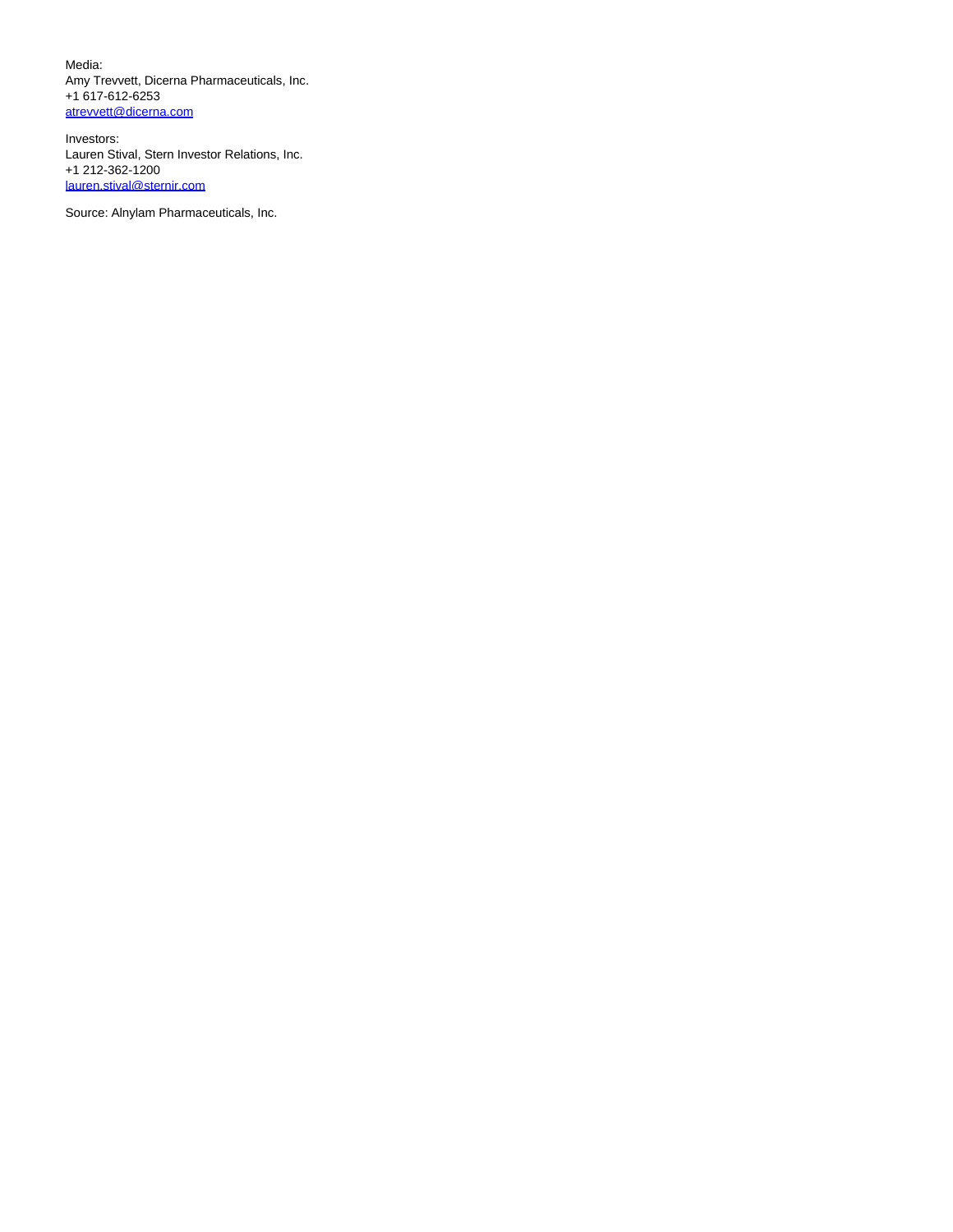Media:
Amy Trevvett, Dicerna Pharmaceuticals, Inc.
+1 617-612-6253
atrevvett@dicerna.com

Investors:
Lauren Stival, Stern Investor Relations, Inc.
+1 212-362-1200
lauren.stival@sternir.com

Source: Alnylam Pharmaceuticals, Inc.